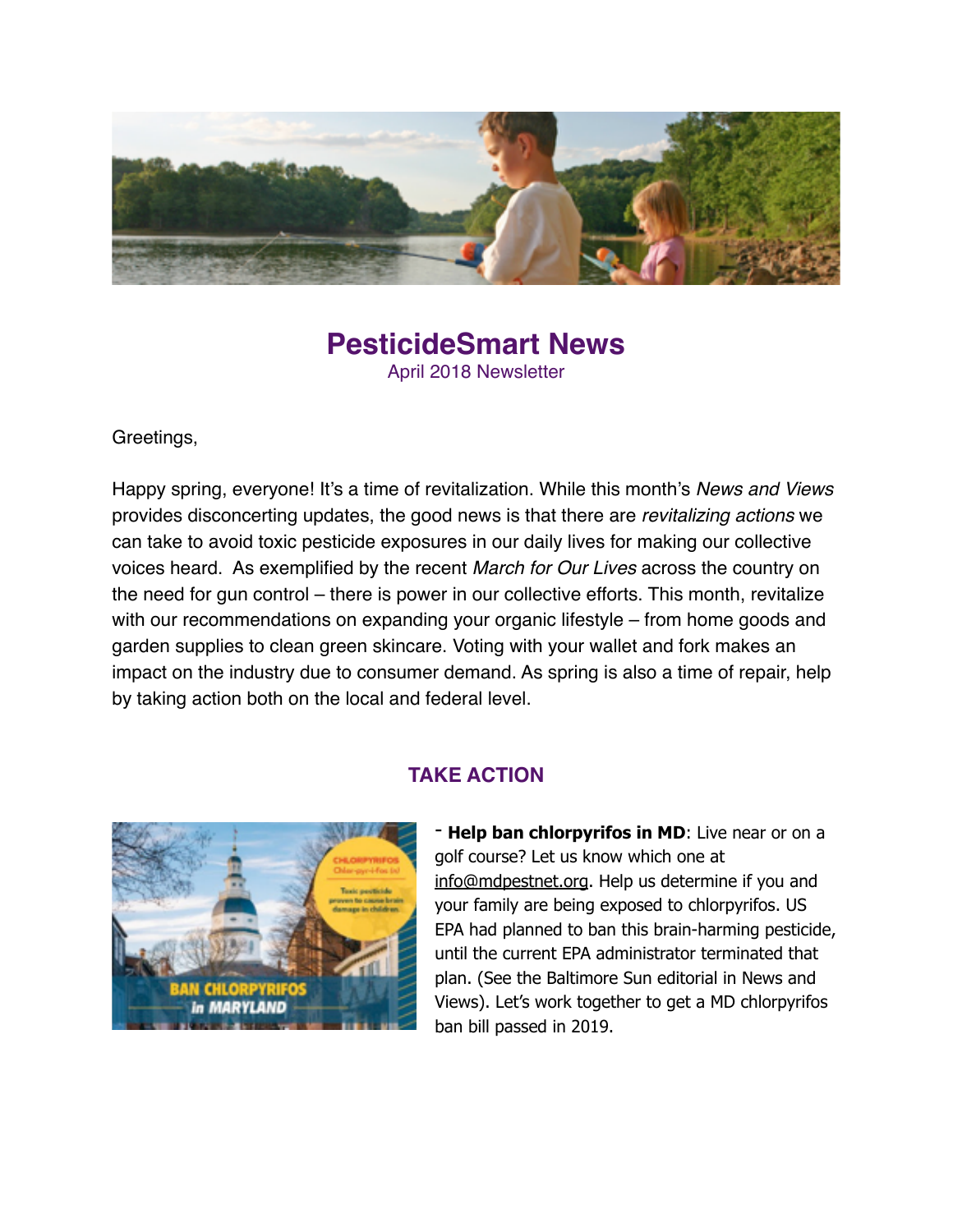# PesticideSmart News

April 2018 Newsletter

Greetings,

Happy spring, everyone! It's a time of revitalization. While this month's *News and Views* provides disconcerting updates, the good news is that there are *revitalizing actions* we can take to avoid toxic pesticide exposures in our daily lives for making our collective voices heard. As exemplified by the recent *March for Our Lives* across the country on the need for gun control – there is power in our collective efforts. This month, revitalize with our recommendations on expanding your organic lifestyle – from home goods and garden supplies to clean green skincare. Voting with your wallet and fork makes an impact on the industry due to consumer demand. As spring is also a time of repair, help by taking action both on the local and federal level.

## TAKE ACTION

- **Help ban chlorpyrifos in MD**: Live near or on a golf course? Let us know which one at info@mdpestnet.org. Help us determine if you and your family are being exposed to chlorpyrifos. US EPA had planned to ban this brain-harming pesticide, until the current EPA administrator terminated that plan. (See the Baltimore Sun editorial in News and Views). Let's work together to get a MD chlorpyrifos ban bill passed in 2019.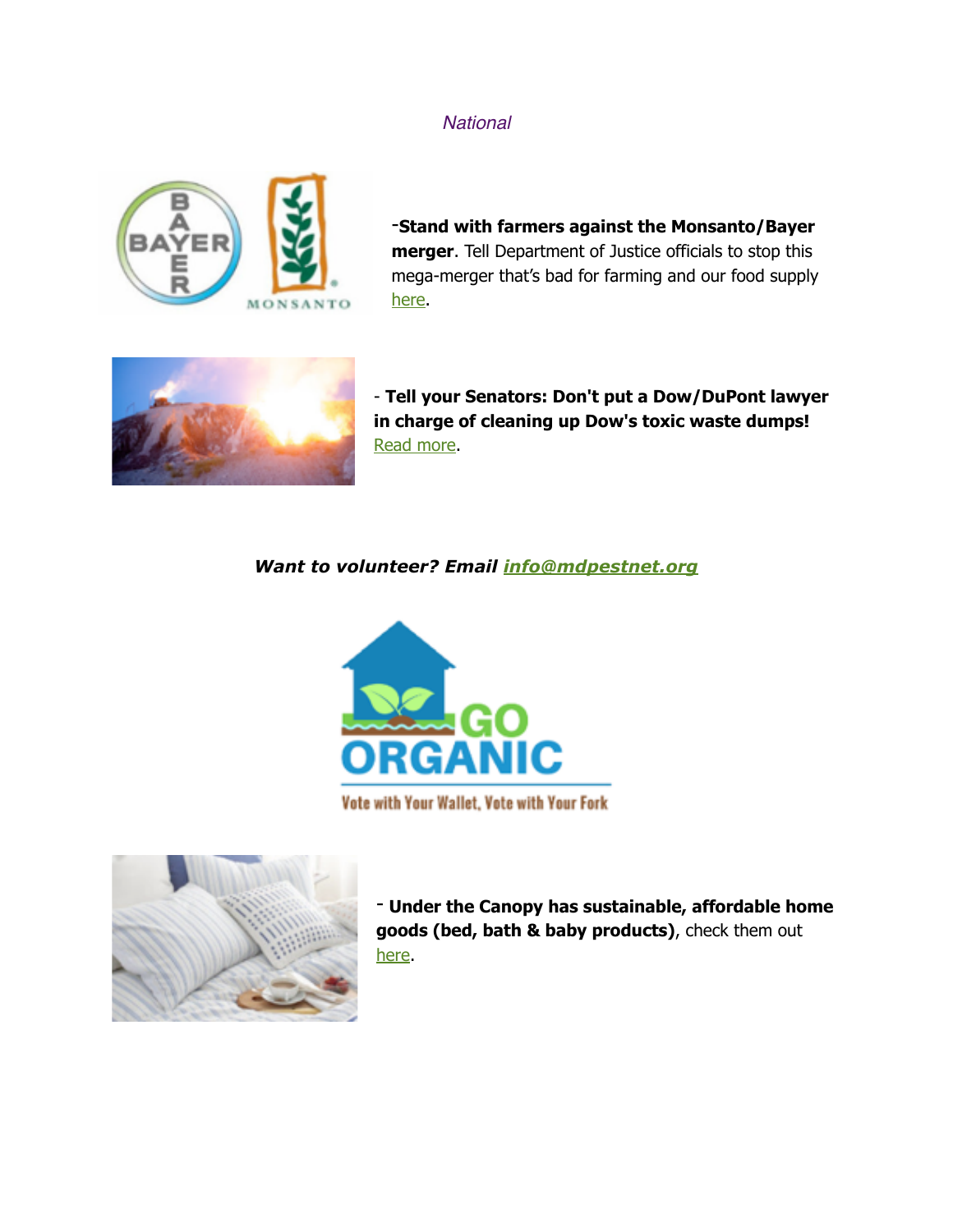*National*

-**Stand with farmers against the Monsanto/Bayer merger**. Tell Department of Justice officials to stop this mega-merger that's bad for farming and our food supply [here](#).

- **Tell your Senators: Don't put a Dow/DuPont lawyer in charge of cleaning up Dow's toxic waste dumps!** [Read more](#).

***Want to volunteer? Email [info@mdpestnet.org](mailto:info@mdpestnet.org)***

- **Under the Canopy has sustainable, affordable home goods (bed, bath & baby products)**, check them out [here](#).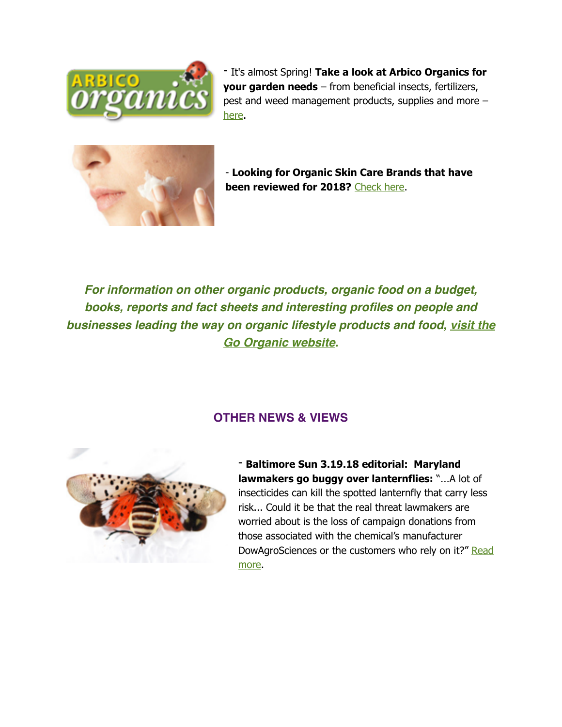- It's almost Spring! **Take a look at Arbico Organics for your garden needs** – from beneficial insects, fertilizers, pest and weed management products, supplies and more – here.

- **Looking for Organic Skin Care Brands that have been reviewed for 2018?** Check here.

***For information on other organic products, organic food on a budget, books, reports and fact sheets and interesting profiles on people and businesses leading the way on organic lifestyle products and food, visit the Go Organic website.***

## OTHER NEWS & VIEWS

- **Baltimore Sun 3.19.18 editorial: Maryland lawmakers go buggy over lanternflies:** "...A lot of insecticides can kill the spotted lanternfly that carry less risk... Could it be that the real threat lawmakers are worried about is the loss of campaign donations from those associated with the chemical's manufacturer DowAgroSciences or the customers who rely on it?" Read more.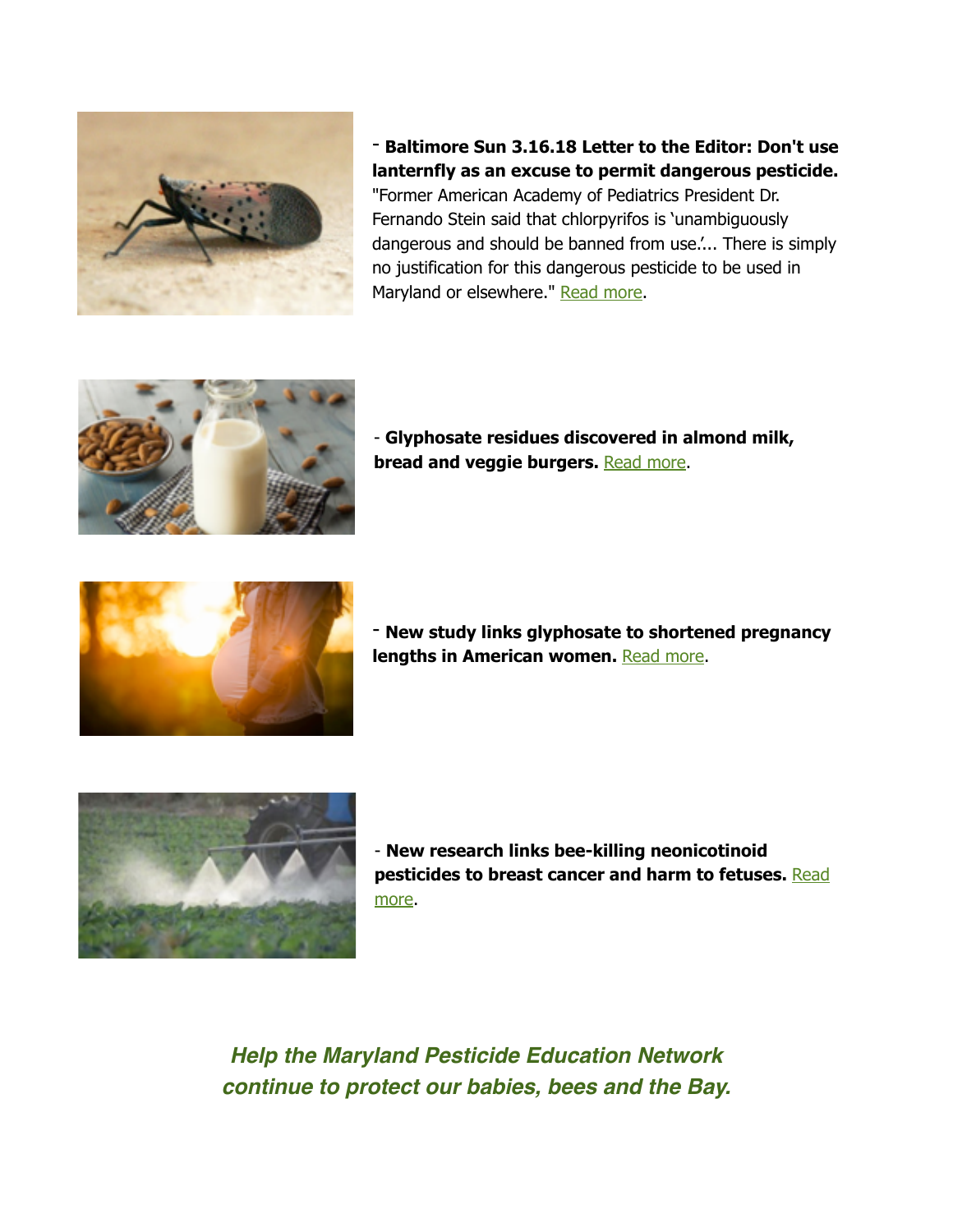- **Baltimore Sun 3.16.18 Letter to the Editor: Don't use lanternfly as an excuse to permit dangerous pesticide.** "Former American Academy of Pediatrics President Dr. Fernando Stein said that chlorpyrifos is 'unambiguously dangerous and should be banned from use.'... There is simply no justification for this dangerous pesticide to be used in Maryland or elsewhere." Read more.

- **Glyphosate residues discovered in almond milk, bread and veggie burgers.** Read more.

- **New study links glyphosate to shortened pregnancy lengths in American women.** Read more.

- **New research links bee-killing neonicotinoid pesticides to breast cancer and harm to fetuses.** Read more.

***Help the Maryland Pesticide Education Network continue to protect our babies, bees and the Bay.***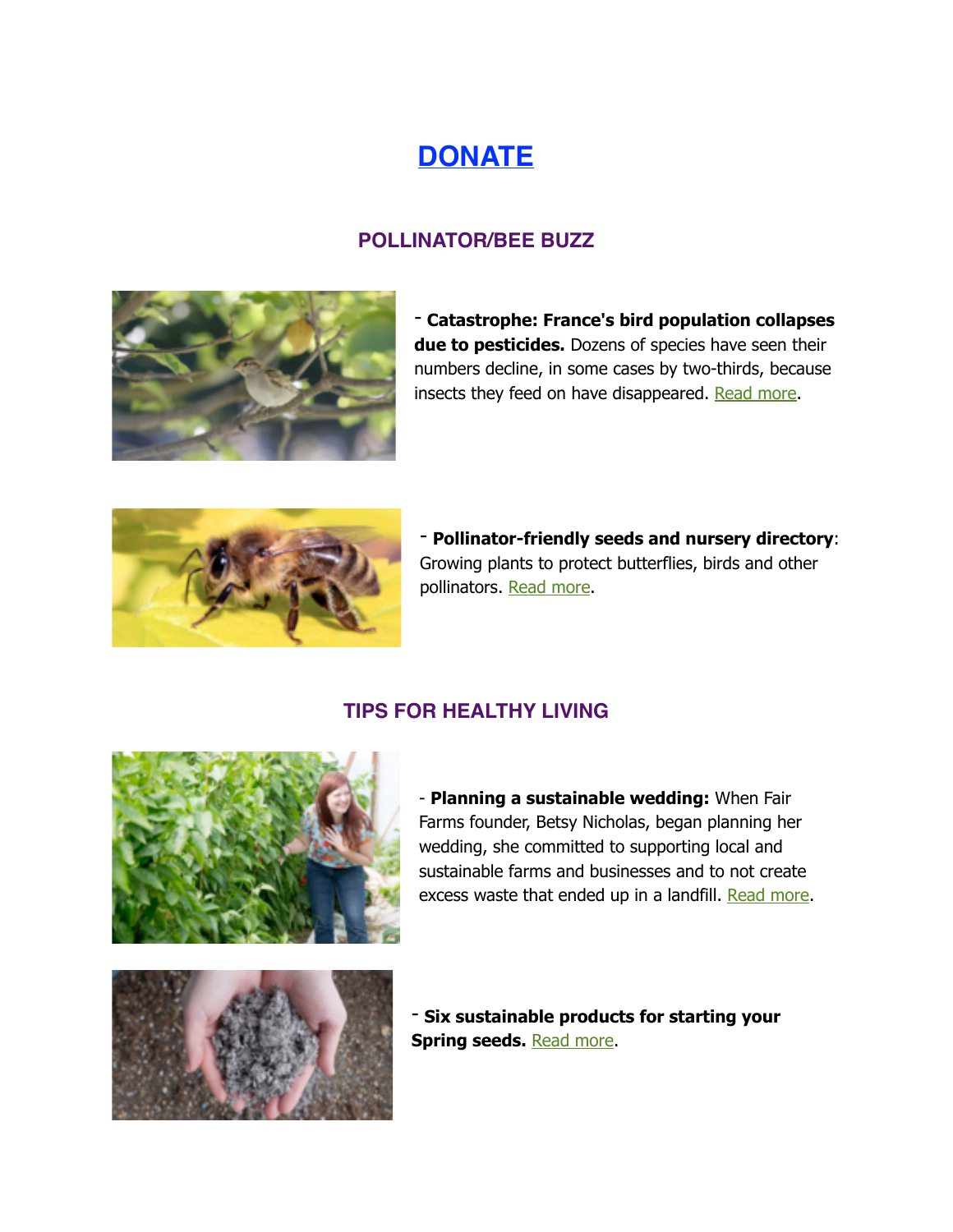## [DONATE]

### POLLINATOR/BEE BUZZ

- **Catastrophe: France's bird population collapses due to pesticides.** Dozens of species have seen their numbers decline, in some cases by two-thirds, because insects they feed on have disappeared. Read more.

- **Pollinator-friendly seeds and nursery directory**: Growing plants to protect butterflies, birds and other pollinators. Read more.

### TIPS FOR HEALTHY LIVING

- **Planning a sustainable wedding:** When Fair Farms founder, Betsy Nicholas, began planning her wedding, she committed to supporting local and sustainable farms and businesses and to not create excess waste that ended up in a landfill. Read more.

- **Six sustainable products for starting your Spring seeds.** Read more.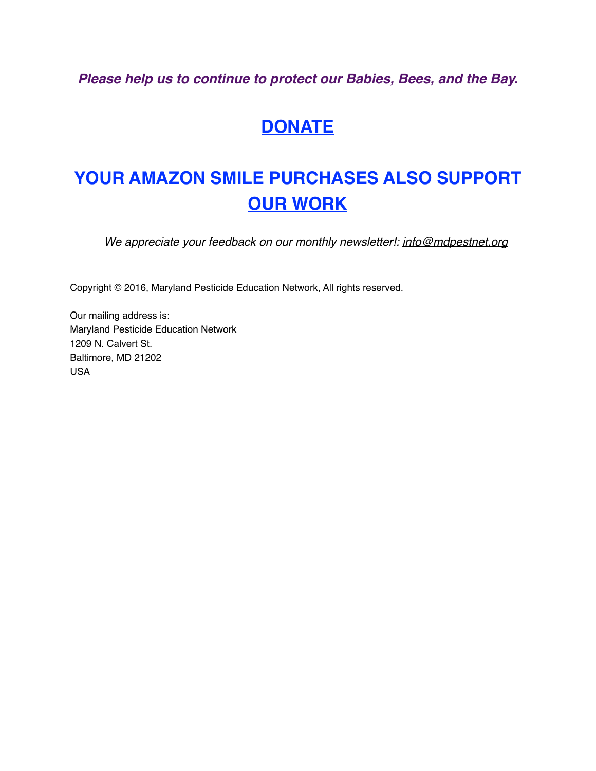***Please help us to continue to protect our Babies, Bees, and the Bay.***

## **DONATE**

## **YOUR AMAZON SMILE PURCHASES ALSO SUPPORT OUR WORK**

*We appreciate your feedback on our monthly newsletter!: info@mdpestnet.org*

Copyright © 2016, Maryland Pesticide Education Network, All rights reserved.

Our mailing address is:
Maryland Pesticide Education Network
1209 N. Calvert St.
Baltimore, MD 21202
USA